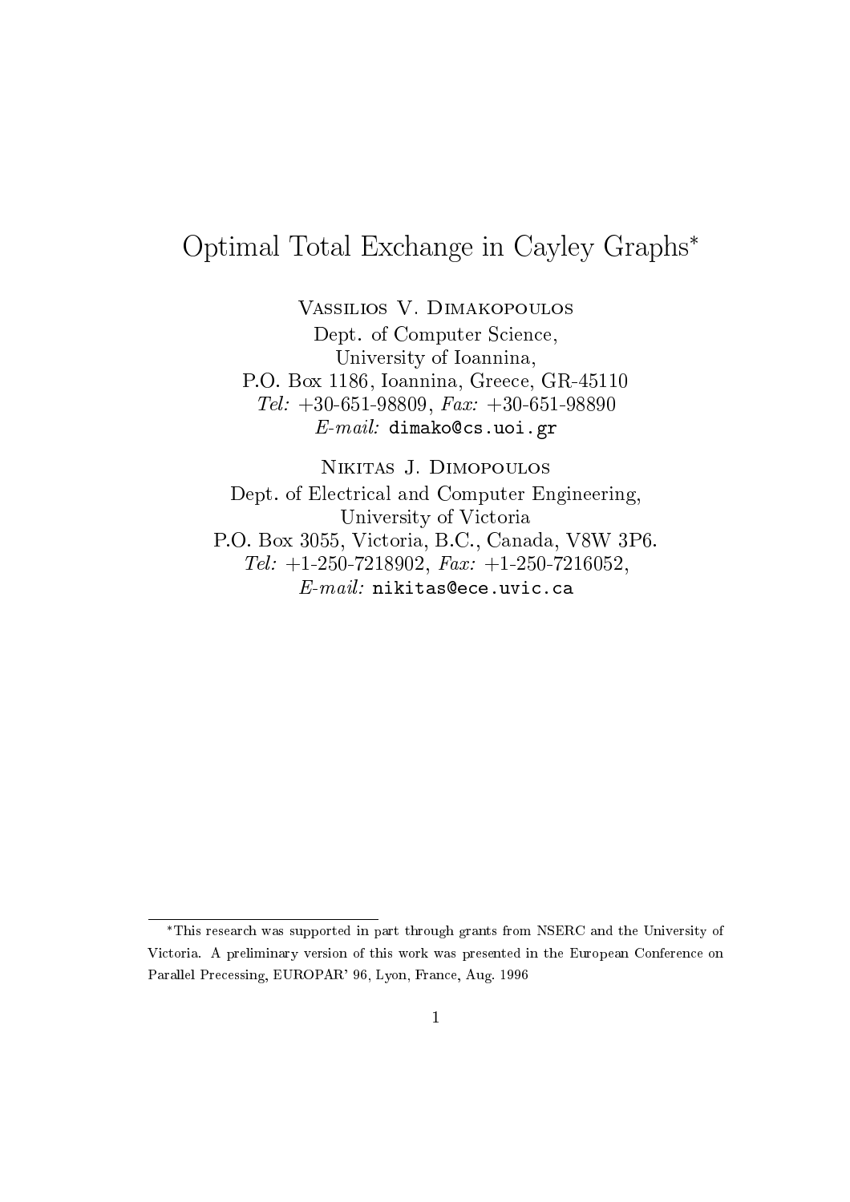# Optimal Total Exchange in Cayley Graphs*

Vassilios V. Dimakopoulos
Dept. of Computer Science,
University of Ioannina,
P.O. Box 1186, Ioannina, Greece, GR-45110
*Tel:* +30-651-98809, *Fax:* +30-651-98890
*E-mail:* dimako@cs.uoi.gr

Nikitas J. Dimopoulos
Dept. of Electrical and Computer Engineering,
University of Victoria
P.O. Box 3055, Victoria, B.C., Canada, V8W 3P6.
*Tel:* +1-250-7218902, *Fax:* +1-250-7216052,
*E-mail:* nikitas@ece.uvic.ca

*This research was supported in part through grants from NSERC and the University of Victoria. A preliminary version of this work was presented in the European Conference on Parallel Precessing, EUROPAR' 96, Lyon, France, Aug. 1996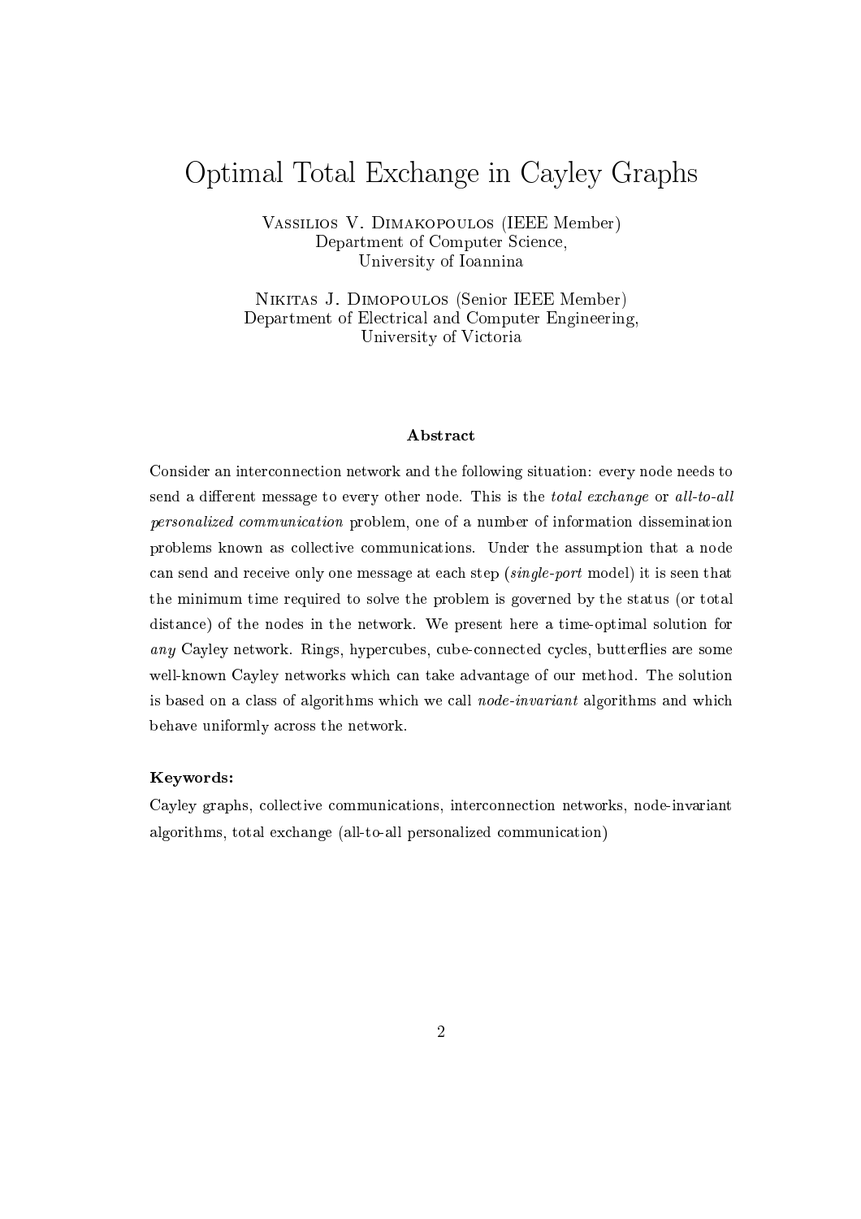# Optimal Total Exchange in Cayley Graphs

Vassilios V. Dimakopoulos (IEEE Member)
Department of Computer Science,
University of Ioannina

Nikitas J. Dimopoulos (Senior IEEE Member)
Department of Electrical and Computer Engineering,
University of Victoria

### Abstract

Consider an interconnection network and the following situation: every node needs to send a different message to every other node. This is the *total exchange* or *all-to-all personalized communication* problem, one of a number of information dissemination problems known as collective communications. Under the assumption that a node can send and receive only one message at each step (*single-port* model) it is seen that the minimum time required to solve the problem is governed by the status (or total distance) of the nodes in the network. We present here a time-optimal solution for *any* Cayley network. Rings, hypercubes, cube-connected cycles, butterflies are some well-known Cayley networks which can take advantage of our method. The solution is based on a class of algorithms which we call *node-invariant* algorithms and which behave uniformly across the network.

**Keywords:**

Cayley graphs, collective communications, interconnection networks, node-invariant algorithms, total exchange (all-to-all personalized communication)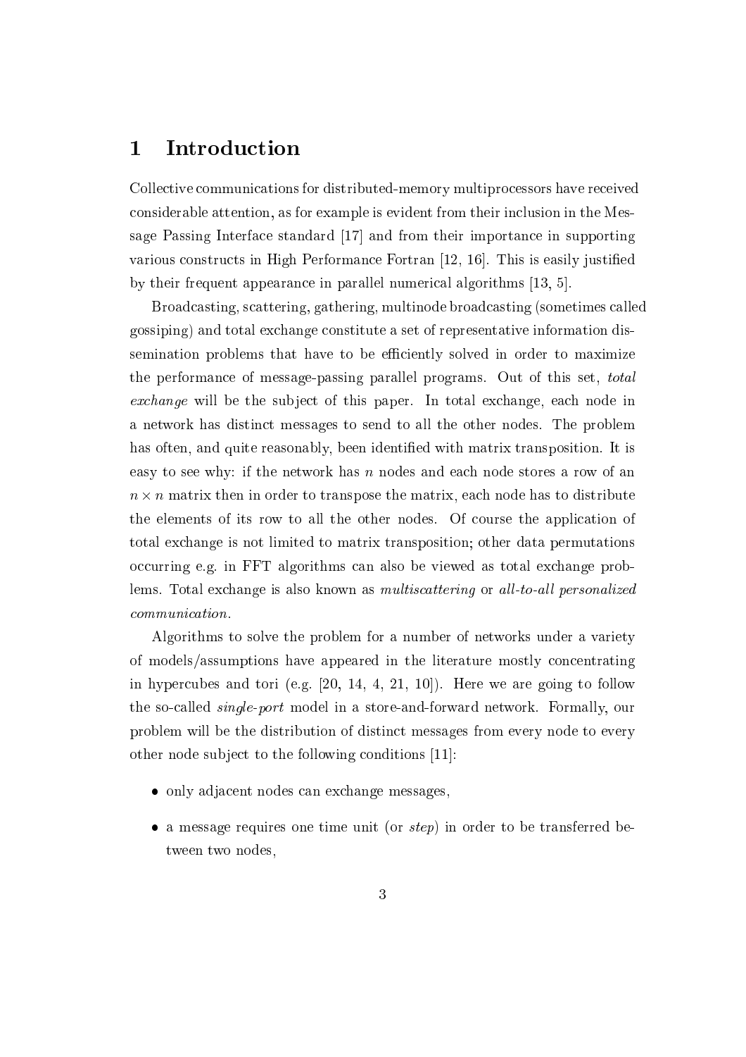# 1 Introduction

Collective communications for distributed-memory multiprocessors have received considerable attention, as for example is evident from their inclusion in the Message Passing Interface standard [17] and from their importance in supporting various constructs in High Performance Fortran [12, 16]. This is easily justified by their frequent appearance in parallel numerical algorithms [13, 5].

Broadcasting, scattering, gathering, multinode broadcasting (sometimes called gossiping) and total exchange constitute a set of representative information dissemination problems that have to be efficiently solved in order to maximize the performance of message-passing parallel programs. Out of this set, *total exchange* will be the subject of this paper. In total exchange, each node in a network has distinct messages to send to all the other nodes. The problem has often, and quite reasonably, been identified with matrix transposition. It is easy to see why: if the network has $n$ nodes and each node stores a row of an $n \times n$ matrix then in order to transpose the matrix, each node has to distribute the elements of its row to all the other nodes. Of course the application of total exchange is not limited to matrix transposition; other data permutations occurring e.g. in FFT algorithms can also be viewed as total exchange problems. Total exchange is also known as *multiscattering* or *all-to-all personalized communication*.

Algorithms to solve the problem for a number of networks under a variety of models/assumptions have appeared in the literature mostly concentrating in hypercubes and tori (e.g. [20, 14, 4, 21, 10]). Here we are going to follow the so-called *single-port* model in a store-and-forward network. Formally, our problem will be the distribution of distinct messages from every node to every other node subject to the following conditions [11]:

- only adjacent nodes can exchange messages,
- a message requires one time unit (or *step*) in order to be transferred between two nodes,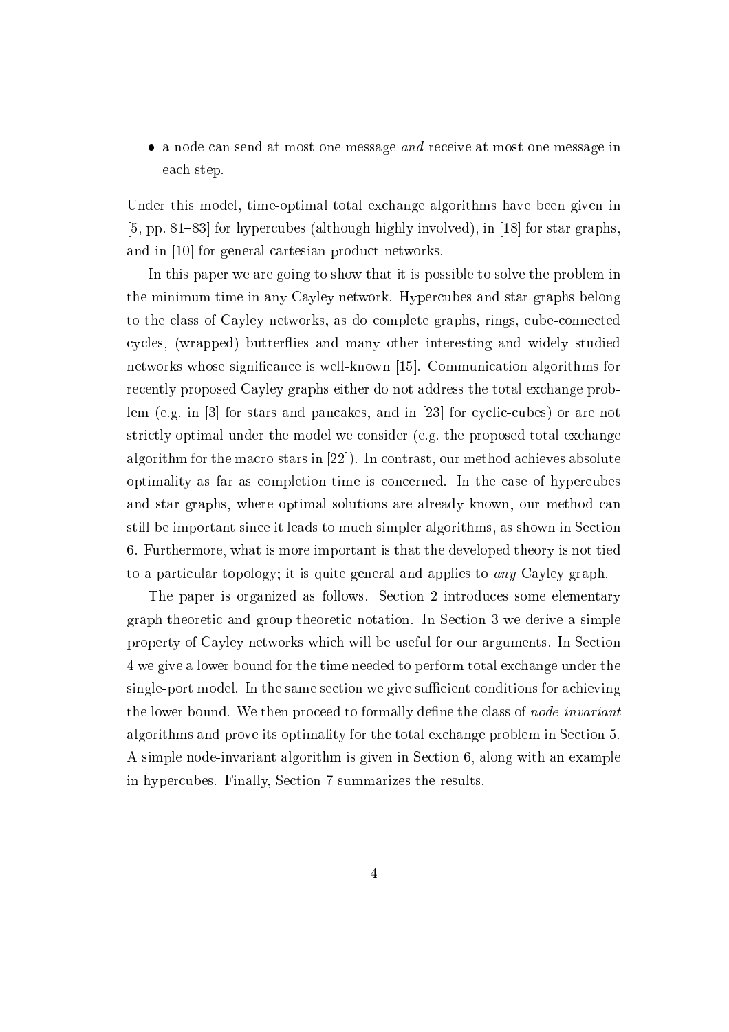- a node can send at most one message *and* receive at most one message in each step.

Under this model, time-optimal total exchange algorithms have been given in [5, pp. 81–83] for hypercubes (although highly involved), in [18] for star graphs, and in [10] for general cartesian product networks.

In this paper we are going to show that it is possible to solve the problem in the minimum time in any Cayley network. Hypercubes and star graphs belong to the class of Cayley networks, as do complete graphs, rings, cube-connected cycles, (wrapped) butterflies and many other interesting and widely studied networks whose significance is well-known [15]. Communication algorithms for recently proposed Cayley graphs either do not address the total exchange problem (e.g. in [3] for stars and pancakes, and in [23] for cyclic-cubes) or are not strictly optimal under the model we consider (e.g. the proposed total exchange algorithm for the macro-stars in [22]). In contrast, our method achieves absolute optimality as far as completion time is concerned. In the case of hypercubes and star graphs, where optimal solutions are already known, our method can still be important since it leads to much simpler algorithms, as shown in Section 6. Furthermore, what is more important is that the developed theory is not tied to a particular topology; it is quite general and applies to *any* Cayley graph.

The paper is organized as follows. Section 2 introduces some elementary graph-theoretic and group-theoretic notation. In Section 3 we derive a simple property of Cayley networks which will be useful for our arguments. In Section 4 we give a lower bound for the time needed to perform total exchange under the single-port model. In the same section we give sufficient conditions for achieving the lower bound. We then proceed to formally define the class of *node-invariant* algorithms and prove its optimality for the total exchange problem in Section 5. A simple node-invariant algorithm is given in Section 6, along with an example in hypercubes. Finally, Section 7 summarizes the results.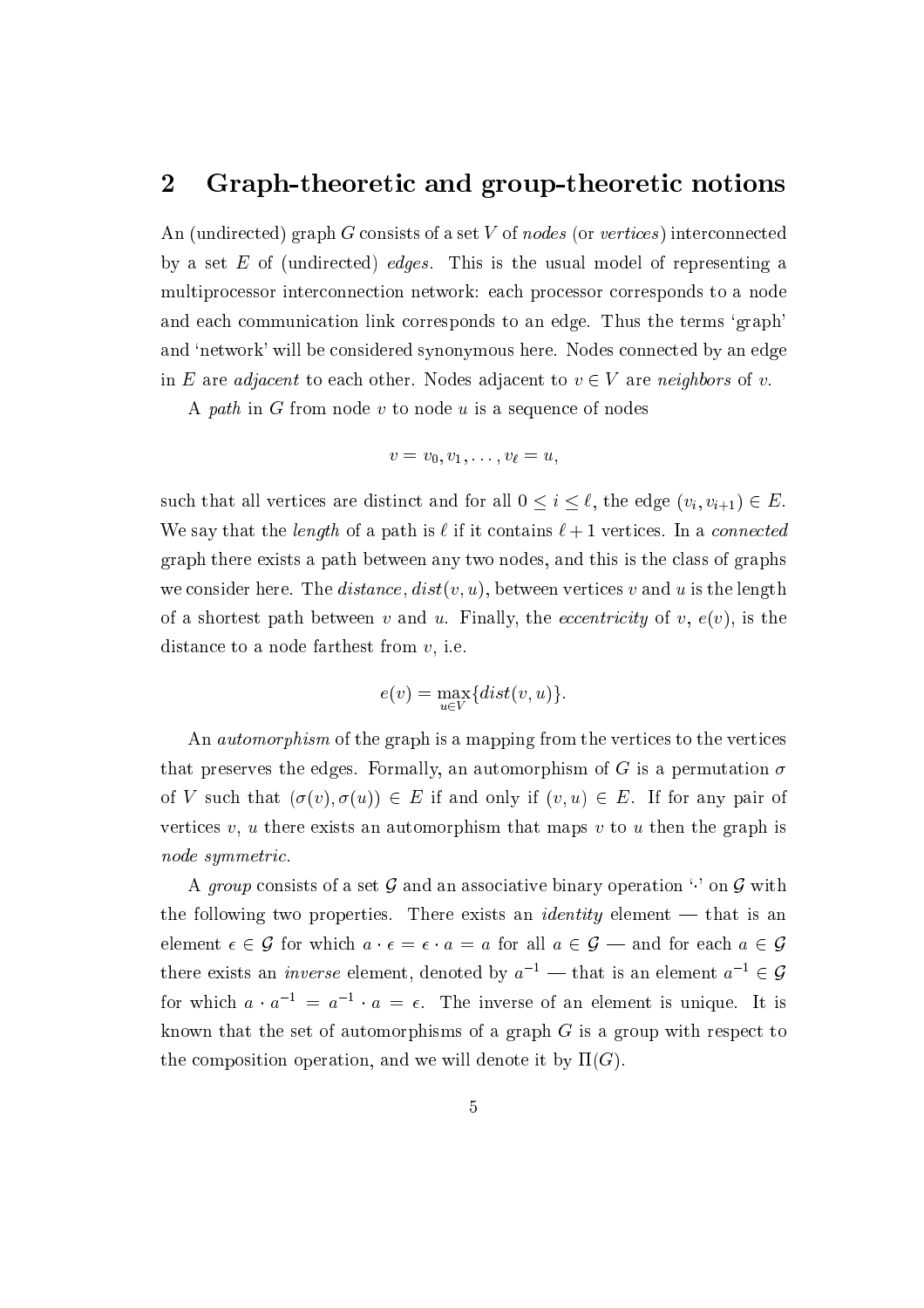## 2 Graph-theoretic and group-theoretic notions

An (undirected) graph $G$ consists of a set $V$ of *nodes* (or *vertices*) interconnected by a set $E$ of (undirected) *edges*. This is the usual model of representing a multiprocessor interconnection network: each processor corresponds to a node and each communication link corresponds to an edge. Thus the terms 'graph' and 'network' will be considered synonymous here. Nodes connected by an edge in $E$ are *adjacent* to each other. Nodes adjacent to $v \in V$ are *neighbors* of $v$.

A *path* in $G$ from node $v$ to node $u$ is a sequence of nodes

$$v = v_0, v_1, \ldots, v_\ell = u,$$

such that all vertices are distinct and for all $0 \leq i \leq \ell$, the edge $(v_i, v_{i+1}) \in E$. We say that the *length* of a path is $\ell$ if it contains $\ell + 1$ vertices. In a *connected* graph there exists a path between any two nodes, and this is the class of graphs we consider here. The *distance*, $dist(v, u)$, between vertices $v$ and $u$ is the length of a shortest path between $v$ and $u$. Finally, the *eccentricity* of $v$, $e(v)$, is the distance to a node farthest from $v$, i.e.

$$e(v) = \max_{u \in V}\{dist(v, u)\}.$$

An *automorphism* of the graph is a mapping from the vertices to the vertices that preserves the edges. Formally, an automorphism of $G$ is a permutation $\sigma$ of $V$ such that $(\sigma(v), \sigma(u)) \in E$ if and only if $(v, u) \in E$. If for any pair of vertices $v$, $u$ there exists an automorphism that maps $v$ to $u$ then the graph is *node symmetric*.

A *group* consists of a set $\mathcal{G}$ and an associative binary operation '$\cdot$' on $\mathcal{G}$ with the following two properties. There exists an *identity* element — that is an element $\epsilon \in \mathcal{G}$ for which $a \cdot \epsilon = \epsilon \cdot a = a$ for all $a \in \mathcal{G}$ — and for each $a \in \mathcal{G}$ there exists an *inverse* element, denoted by $a^{-1}$ — that is an element $a^{-1} \in \mathcal{G}$ for which $a \cdot a^{-1} = a^{-1} \cdot a = \epsilon$. The inverse of an element is unique. It is known that the set of automorphisms of a graph $G$ is a group with respect to the composition operation, and we will denote it by $\Pi(G)$.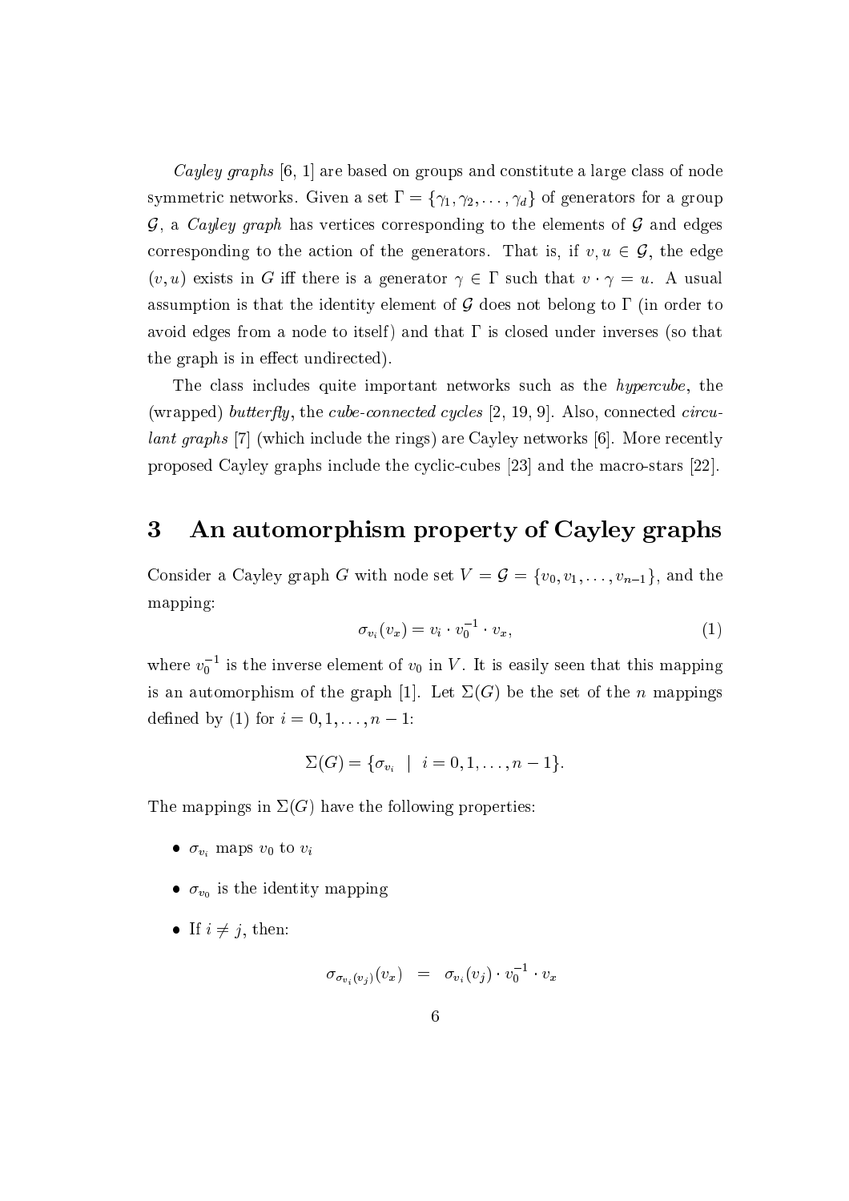*Cayley graphs* [6, 1] are based on groups and constitute a large class of node symmetric networks. Given a set $\Gamma = \{\gamma_1, \gamma_2, \ldots, \gamma_d\}$ of generators for a group $\mathcal{G}$, a *Cayley graph* has vertices corresponding to the elements of $\mathcal{G}$ and edges corresponding to the action of the generators. That is, if $v, u \in \mathcal{G}$, the edge $(v, u)$ exists in $G$ iff there is a generator $\gamma \in \Gamma$ such that $v \cdot \gamma = u$. A usual assumption is that the identity element of $\mathcal{G}$ does not belong to $\Gamma$ (in order to avoid edges from a node to itself) and that $\Gamma$ is closed under inverses (so that the graph is in effect undirected).

The class includes quite important networks such as the *hypercube*, the (wrapped) *butterfly*, the *cube-connected cycles* [2, 19, 9]. Also, connected *circulant graphs* [7] (which include the rings) are Cayley networks [6]. More recently proposed Cayley graphs include the cyclic-cubes [23] and the macro-stars [22].

## 3 An automorphism property of Cayley graphs

Consider a Cayley graph $G$ with node set $V = \mathcal{G} = \{v_0, v_1, \ldots, v_{n-1}\}$, and the mapping:

$$\sigma_{v_i}(v_x) = v_i \cdot v_0^{-1} \cdot v_x, \tag{1}$$

where $v_0^{-1}$ is the inverse element of $v_0$ in $V$. It is easily seen that this mapping is an automorphism of the graph [1]. Let $\Sigma(G)$ be the set of the $n$ mappings defined by (1) for $i = 0, 1, \ldots, n-1$:

$$\Sigma(G) = \{\sigma_{v_i} \;\; | \;\; i = 0, 1, \ldots, n-1\}.$$

The mappings in $\Sigma(G)$ have the following properties:

- $\sigma_{v_i}$ maps $v_0$ to $v_i$
- $\sigma_{v_0}$ is the identity mapping
- If $i \neq j$, then:

$$\sigma_{\sigma_{v_i}(v_j)}(v_x) \;\; = \;\; \sigma_{v_i}(v_j) \cdot v_0^{-1} \cdot v_x$$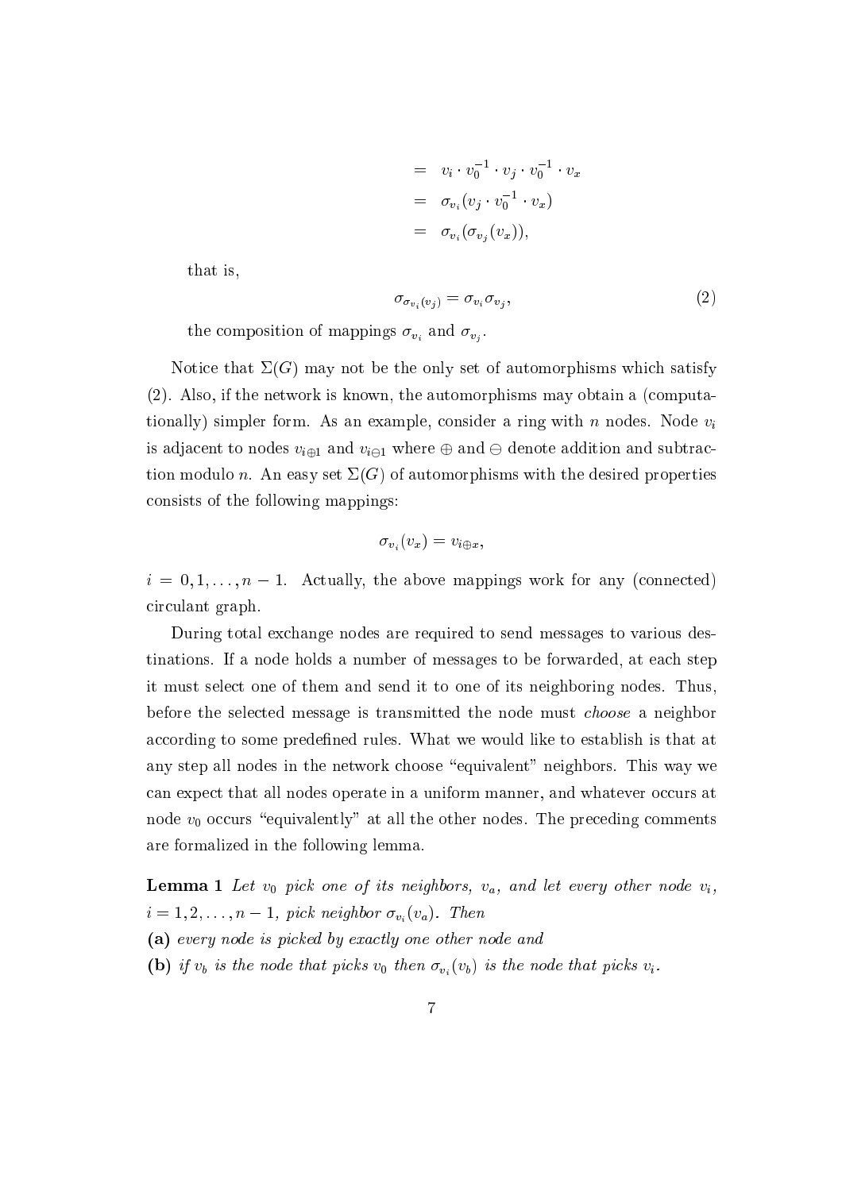$$
\begin{aligned}
&= v_i \cdot v_0^{-1} \cdot v_j \cdot v_0^{-1} \cdot v_x \\
&= \sigma_{v_i}(v_j \cdot v_0^{-1} \cdot v_x) \\
&= \sigma_{v_i}(\sigma_{v_j}(v_x)),
\end{aligned}
$$

that is,

$$
\sigma_{\sigma_{v_i}(v_j)} = \sigma_{v_i}\sigma_{v_j}, \tag{2}
$$

the composition of mappings $\sigma_{v_i}$ and $\sigma_{v_j}$.

Notice that $\Sigma(G)$ may not be the only set of automorphisms which satisfy (2). Also, if the network is known, the automorphisms may obtain a (computationally) simpler form. As an example, consider a ring with $n$ nodes. Node $v_i$ is adjacent to nodes $v_{i\oplus 1}$ and $v_{i\ominus 1}$ where $\oplus$ and $\ominus$ denote addition and subtraction modulo $n$. An easy set $\Sigma(G)$ of automorphisms with the desired properties consists of the following mappings:

$$
\sigma_{v_i}(v_x) = v_{i\oplus x},
$$

$i = 0, 1, \ldots, n-1$. Actually, the above mappings work for any (connected) circulant graph.

During total exchange nodes are required to send messages to various destinations. If a node holds a number of messages to be forwarded, at each step it must select one of them and send it to one of its neighboring nodes. Thus, before the selected message is transmitted the node must *choose* a neighbor according to some predefined rules. What we would like to establish is that at any step all nodes in the network choose "equivalent" neighbors. This way we can expect that all nodes operate in a uniform manner, and whatever occurs at node $v_0$ occurs "equivalently" at all the other nodes. The preceding comments are formalized in the following lemma.

**Lemma 1** *Let $v_0$ pick one of its neighbors, $v_a$, and let every other node $v_i$, $i = 1, 2, \ldots, n-1$, pick neighbor $\sigma_{v_i}(v_a)$. Then*
**(a)** *every node is picked by exactly one other node and*
**(b)** *if $v_b$ is the node that picks $v_0$ then $\sigma_{v_i}(v_b)$ is the node that picks $v_i$.*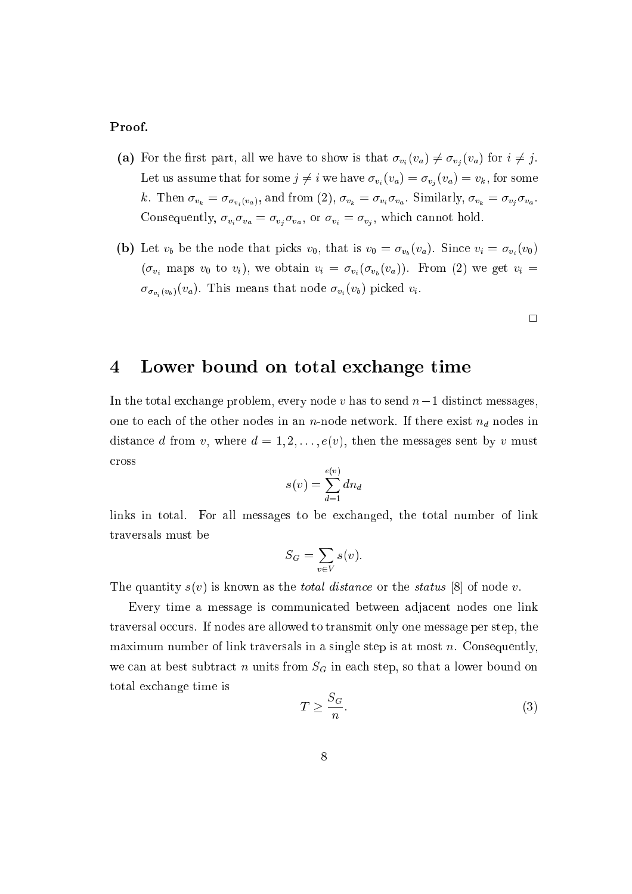**Proof.**

**(a)** For the first part, all we have to show is that $\sigma_{v_i}(v_a) \neq \sigma_{v_j}(v_a)$ for $i \neq j$. Let us assume that for some $j \neq i$ we have $\sigma_{v_i}(v_a) = \sigma_{v_j}(v_a) = v_k$, for some $k$. Then $\sigma_{v_k} = \sigma_{\sigma_{v_i}(v_a)}$, and from (2), $\sigma_{v_k} = \sigma_{v_i}\sigma_{v_a}$. Similarly, $\sigma_{v_k} = \sigma_{v_j}\sigma_{v_a}$. Consequently, $\sigma_{v_i}\sigma_{v_a} = \sigma_{v_j}\sigma_{v_a}$, or $\sigma_{v_i} = \sigma_{v_j}$, which cannot hold.

**(b)** Let $v_b$ be the node that picks $v_0$, that is $v_0 = \sigma_{v_b}(v_a)$. Since $v_i = \sigma_{v_i}(v_0)$ ($\sigma_{v_i}$ maps $v_0$ to $v_i$), we obtain $v_i = \sigma_{v_i}(\sigma_{v_b}(v_a))$. From (2) we get $v_i = \sigma_{\sigma_{v_i}(v_b)}(v_a)$. This means that node $\sigma_{v_i}(v_b)$ picked $v_i$.

□

# 4 Lower bound on total exchange time

In the total exchange problem, every node $v$ has to send $n-1$ distinct messages, one to each of the other nodes in an $n$-node network. If there exist $n_d$ nodes in distance $d$ from $v$, where $d = 1, 2, \ldots, e(v)$, then the messages sent by $v$ must cross

$$s(v) = \sum_{d=1}^{e(v)} d n_d$$

links in total. For all messages to be exchanged, the total number of link traversals must be

$$S_G = \sum_{v \in V} s(v).$$

The quantity $s(v)$ is known as the *total distance* or the *status* [8] of node $v$.

Every time a message is communicated between adjacent nodes one link traversal occurs. If nodes are allowed to transmit only one message per step, the maximum number of link traversals in a single step is at most $n$. Consequently, we can at best subtract $n$ units from $S_G$ in each step, so that a lower bound on total exchange time is

$$T \geq \frac{S_G}{n}. \tag{3}$$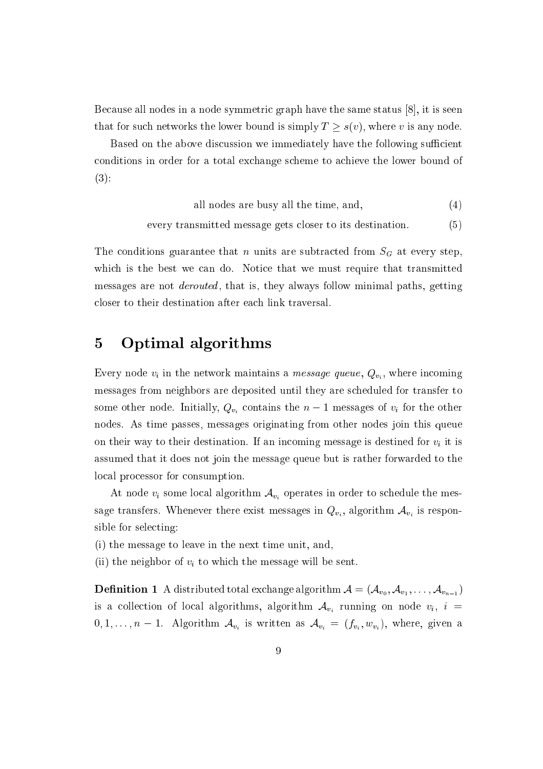Because all nodes in a node symmetric graph have the same status [8], it is seen that for such networks the lower bound is simply $T \geq s(v)$, where $v$ is any node.

Based on the above discussion we immediately have the following sufficient conditions in order for a total exchange scheme to achieve the lower bound of (3):

$$\text{all nodes are busy all the time, and,} \tag{4}$$

$$\text{every transmitted message gets closer to its destination.} \tag{5}$$

The conditions guarantee that $n$ units are subtracted from $S_G$ at every step, which is the best we can do. Notice that we must require that transmitted messages are not *derouted*, that is, they always follow minimal paths, getting closer to their destination after each link traversal.

# 5 Optimal algorithms

Every node $v_i$ in the network maintains a *message queue*, $Q_{v_i}$, where incoming messages from neighbors are deposited until they are scheduled for transfer to some other node. Initially, $Q_{v_i}$ contains the $n-1$ messages of $v_i$ for the other nodes. As time passes, messages originating from other nodes join this queue on their way to their destination. If an incoming message is destined for $v_i$ it is assumed that it does not join the message queue but is rather forwarded to the local processor for consumption.

At node $v_i$ some local algorithm $\mathcal{A}_{v_i}$ operates in order to schedule the message transfers. Whenever there exist messages in $Q_{v_i}$, algorithm $\mathcal{A}_{v_i}$ is responsible for selecting:

(i) the message to leave in the next time unit, and,

(ii) the neighbor of $v_i$ to which the message will be sent.

**Definition 1** A distributed total exchange algorithm $\mathcal{A} = (\mathcal{A}_{v_0}, \mathcal{A}_{v_1}, \ldots, \mathcal{A}_{v_{n-1}})$ is a collection of local algorithms, algorithm $\mathcal{A}_{v_i}$ running on node $v_i$, $i = 0, 1, \ldots, n-1$. Algorithm $\mathcal{A}_{v_i}$ is written as $\mathcal{A}_{v_i} = (f_{v_i}, w_{v_i})$, where, given a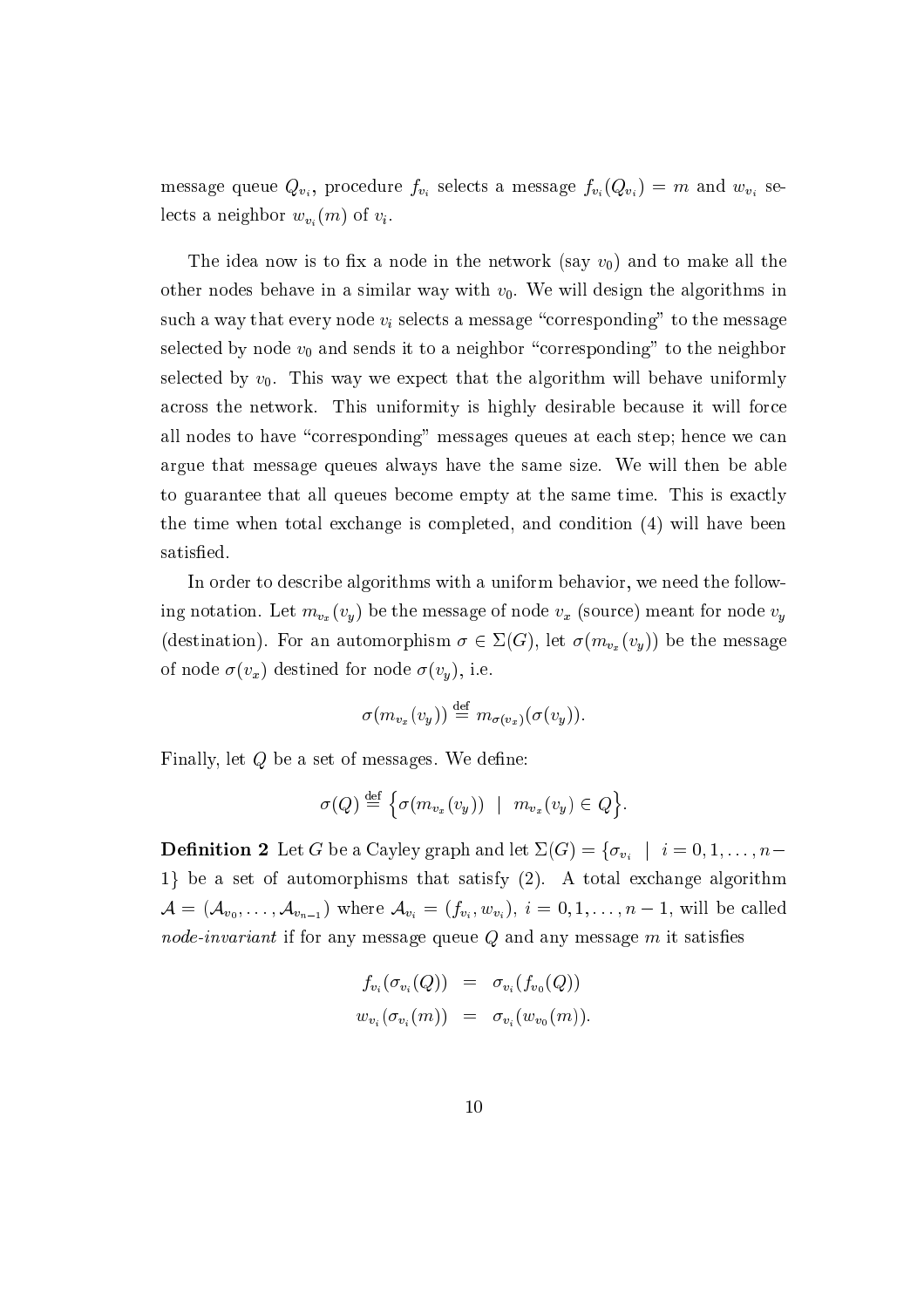message queue $Q_{v_i}$, procedure $f_{v_i}$ selects a message $f_{v_i}(Q_{v_i}) = m$ and $w_{v_i}$ selects a neighbor $w_{v_i}(m)$ of $v_i$.

The idea now is to fix a node in the network (say $v_0$) and to make all the other nodes behave in a similar way with $v_0$. We will design the algorithms in such a way that every node $v_i$ selects a message "corresponding" to the message selected by node $v_0$ and sends it to a neighbor "corresponding" to the neighbor selected by $v_0$. This way we expect that the algorithm will behave uniformly across the network. This uniformity is highly desirable because it will force all nodes to have "corresponding" messages queues at each step; hence we can argue that message queues always have the same size. We will then be able to guarantee that all queues become empty at the same time. This is exactly the time when total exchange is completed, and condition (4) will have been satisfied.

In order to describe algorithms with a uniform behavior, we need the following notation. Let $m_{v_x}(v_y)$ be the message of node $v_x$ (source) meant for node $v_y$ (destination). For an automorphism $\sigma \in \Sigma(G)$, let $\sigma(m_{v_x}(v_y))$ be the message of node $\sigma(v_x)$ destined for node $\sigma(v_y)$, i.e.

$$\sigma(m_{v_x}(v_y)) \stackrel{\text{def}}{=} m_{\sigma(v_x)}(\sigma(v_y)).$$

Finally, let $Q$ be a set of messages. We define:

$$\sigma(Q) \stackrel{\text{def}}{=} \Big\{ \sigma(m_{v_x}(v_y)) \;\; | \;\; m_{v_x}(v_y) \in Q \Big\}.$$

**Definition 2** Let $G$ be a Cayley graph and let $\Sigma(G) = \{\sigma_{v_i} \;\; | \;\; i = 0, 1, \ldots, n-1\}$ be a set of automorphisms that satisfy (2). A total exchange algorithm $\mathcal{A} = (\mathcal{A}_{v_0}, \ldots, \mathcal{A}_{v_{n-1}})$ where $\mathcal{A}_{v_i} = (f_{v_i}, w_{v_i})$, $i = 0, 1, \ldots, n-1$, will be called *node-invariant* if for any message queue $Q$ and any message $m$ it satisfies

$$\begin{aligned} f_{v_i}(\sigma_{v_i}(Q)) &= \sigma_{v_i}(f_{v_0}(Q)) \\ w_{v_i}(\sigma_{v_i}(m)) &= \sigma_{v_i}(w_{v_0}(m)). \end{aligned}$$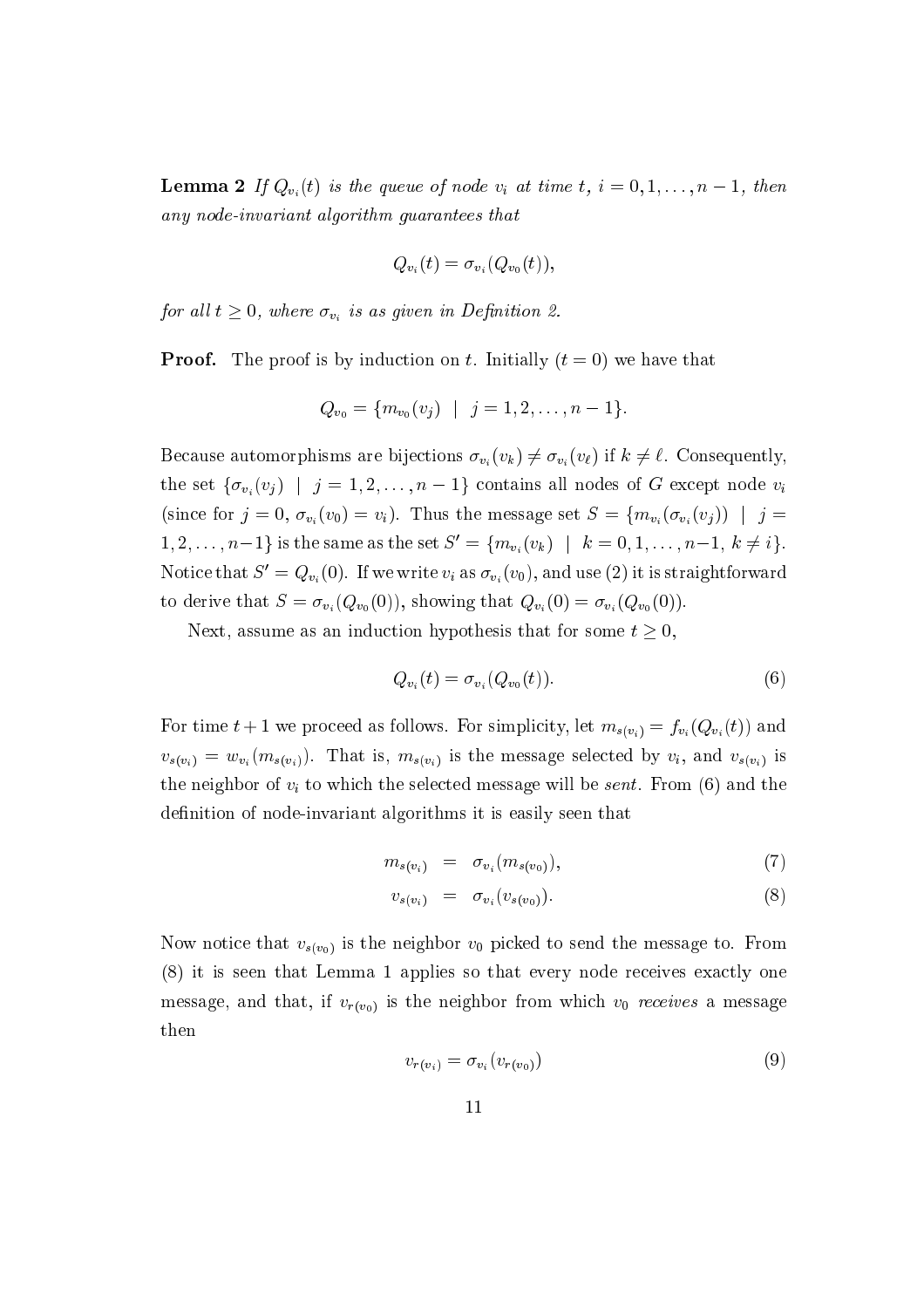**Lemma 2** *If $Q_{v_i}(t)$ is the queue of node $v_i$ at time $t$, $i = 0, 1, \ldots, n-1$, then any node-invariant algorithm guarantees that*

$$Q_{v_i}(t) = \sigma_{v_i}(Q_{v_0}(t)),$$

*for all $t \geq 0$, where $\sigma_{v_i}$ is as given in Definition 2.*

**Proof.** The proof is by induction on $t$. Initially ($t = 0$) we have that

$$Q_{v_0} = \{m_{v_0}(v_j) \;\mid\; j = 1, 2, \ldots, n-1\}.$$

Because automorphisms are bijections $\sigma_{v_i}(v_k) \neq \sigma_{v_i}(v_\ell)$ if $k \neq \ell$. Consequently, the set $\{\sigma_{v_i}(v_j) \;\mid\; j = 1, 2, \ldots, n-1\}$ contains all nodes of $G$ except node $v_i$ (since for $j = 0$, $\sigma_{v_i}(v_0) = v_i$). Thus the message set $S = \{m_{v_i}(\sigma_{v_i}(v_j)) \;\mid\; j = 1, 2, \ldots, n-1\}$ is the same as the set $S' = \{m_{v_i}(v_k) \;\mid\; k = 0, 1, \ldots, n-1,\, k \neq i\}$. Notice that $S' = Q_{v_i}(0)$. If we write $v_i$ as $\sigma_{v_i}(v_0)$, and use (2) it is straightforward to derive that $S = \sigma_{v_i}(Q_{v_0}(0))$, showing that $Q_{v_i}(0) = \sigma_{v_i}(Q_{v_0}(0))$.

Next, assume as an induction hypothesis that for some $t \geq 0$,

$$Q_{v_i}(t) = \sigma_{v_i}(Q_{v_0}(t)). \tag{6}$$

For time $t+1$ we proceed as follows. For simplicity, let $m_{s(v_i)} = f_{v_i}(Q_{v_i}(t))$ and $v_{s(v_i)} = w_{v_i}(m_{s(v_i)})$. That is, $m_{s(v_i)}$ is the message selected by $v_i$, and $v_{s(v_i)}$ is the neighbor of $v_i$ to which the selected message will be *sent*. From (6) and the definition of node-invariant algorithms it is easily seen that

$$m_{s(v_i)} = \sigma_{v_i}(m_{s(v_0)}), \tag{7}$$

$$v_{s(v_i)} = \sigma_{v_i}(v_{s(v_0)}). \tag{8}$$

Now notice that $v_{s(v_0)}$ is the neighbor $v_0$ picked to send the message to. From (8) it is seen that Lemma 1 applies so that every node receives exactly one message, and that, if $v_{r(v_0)}$ is the neighbor from which $v_0$ *receives* a message then

$$v_{r(v_i)} = \sigma_{v_i}(v_{r(v_0)}) \tag{9}$$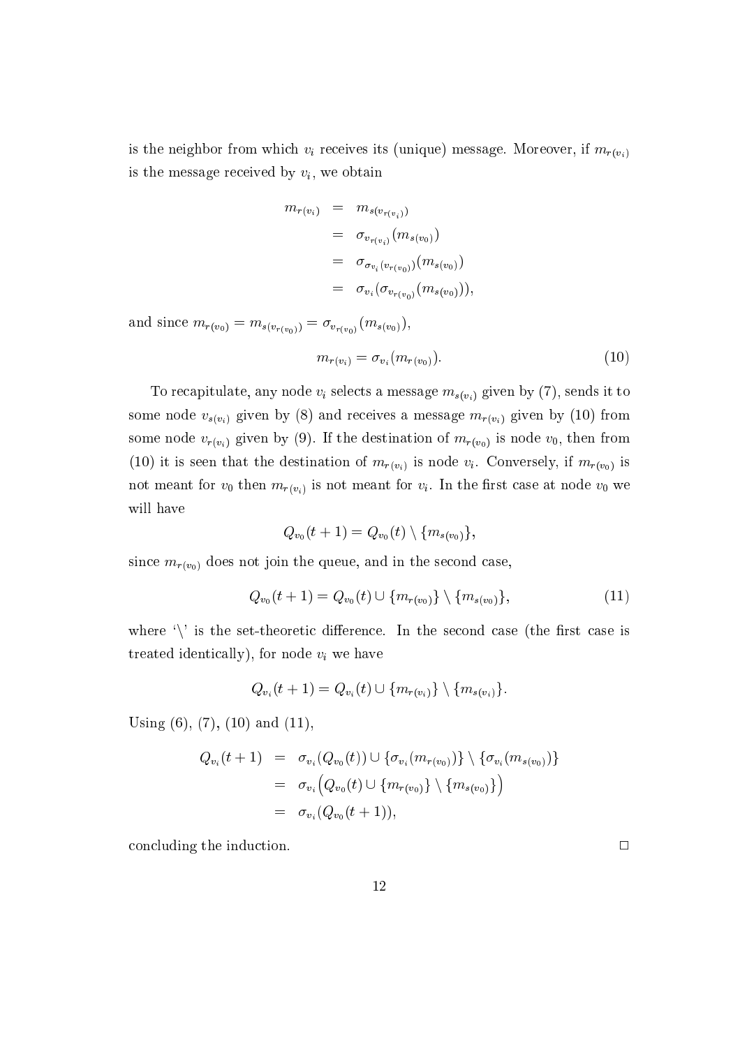is the neighbor from which $v_i$ receives its (unique) message. Moreover, if $m_{r(v_i)}$ is the message received by $v_i$, we obtain

$$
\begin{aligned}
m_{r(v_i)} &= m_{s(v_{r(v_i)})} \\
&= \sigma_{v_{r(v_i)}}(m_{s(v_0)}) \\
&= \sigma_{\sigma_{v_i}(v_{r(v_0)})}(m_{s(v_0)}) \\
&= \sigma_{v_i}(\sigma_{v_{r(v_0)}}(m_{s(v_0)})),
\end{aligned}
$$

and since $m_{r(v_0)} = m_{s(v_{r(v_0)})} = \sigma_{v_{r(v_0)}}(m_{s(v_0)})$,

$$
m_{r(v_i)} = \sigma_{v_i}(m_{r(v_0)}). \tag{10}
$$

To recapitulate, any node $v_i$ selects a message $m_{s(v_i)}$ given by (7), sends it to some node $v_{s(v_i)}$ given by (8) and receives a message $m_{r(v_i)}$ given by (10) from some node $v_{r(v_i)}$ given by (9). If the destination of $m_{r(v_0)}$ is node $v_0$, then from (10) it is seen that the destination of $m_{r(v_i)}$ is node $v_i$. Conversely, if $m_{r(v_0)}$ is not meant for $v_0$ then $m_{r(v_i)}$ is not meant for $v_i$. In the first case at node $v_0$ we will have

$$
Q_{v_0}(t+1) = Q_{v_0}(t) \setminus \{m_{s(v_0)}\},
$$

since $m_{r(v_0)}$ does not join the queue, and in the second case,

$$
Q_{v_0}(t+1) = Q_{v_0}(t) \cup \{m_{r(v_0)}\} \setminus \{m_{s(v_0)}\}, \tag{11}
$$

where '$\setminus$' is the set-theoretic difference. In the second case (the first case is treated identically), for node $v_i$ we have

$$
Q_{v_i}(t+1) = Q_{v_i}(t) \cup \{m_{r(v_i)}\} \setminus \{m_{s(v_i)}\}.
$$

Using (6), (7), (10) and (11),

$$
\begin{aligned}
Q_{v_i}(t+1) &= \sigma_{v_i}(Q_{v_0}(t)) \cup \{\sigma_{v_i}(m_{r(v_0)})\} \setminus \{\sigma_{v_i}(m_{s(v_0)})\} \\
&= \sigma_{v_i}\Big(Q_{v_0}(t) \cup \{m_{r(v_0)}\} \setminus \{m_{s(v_0)}\}\Big) \\
&= \sigma_{v_i}(Q_{v_0}(t+1)),
\end{aligned}
$$

concluding the induction. □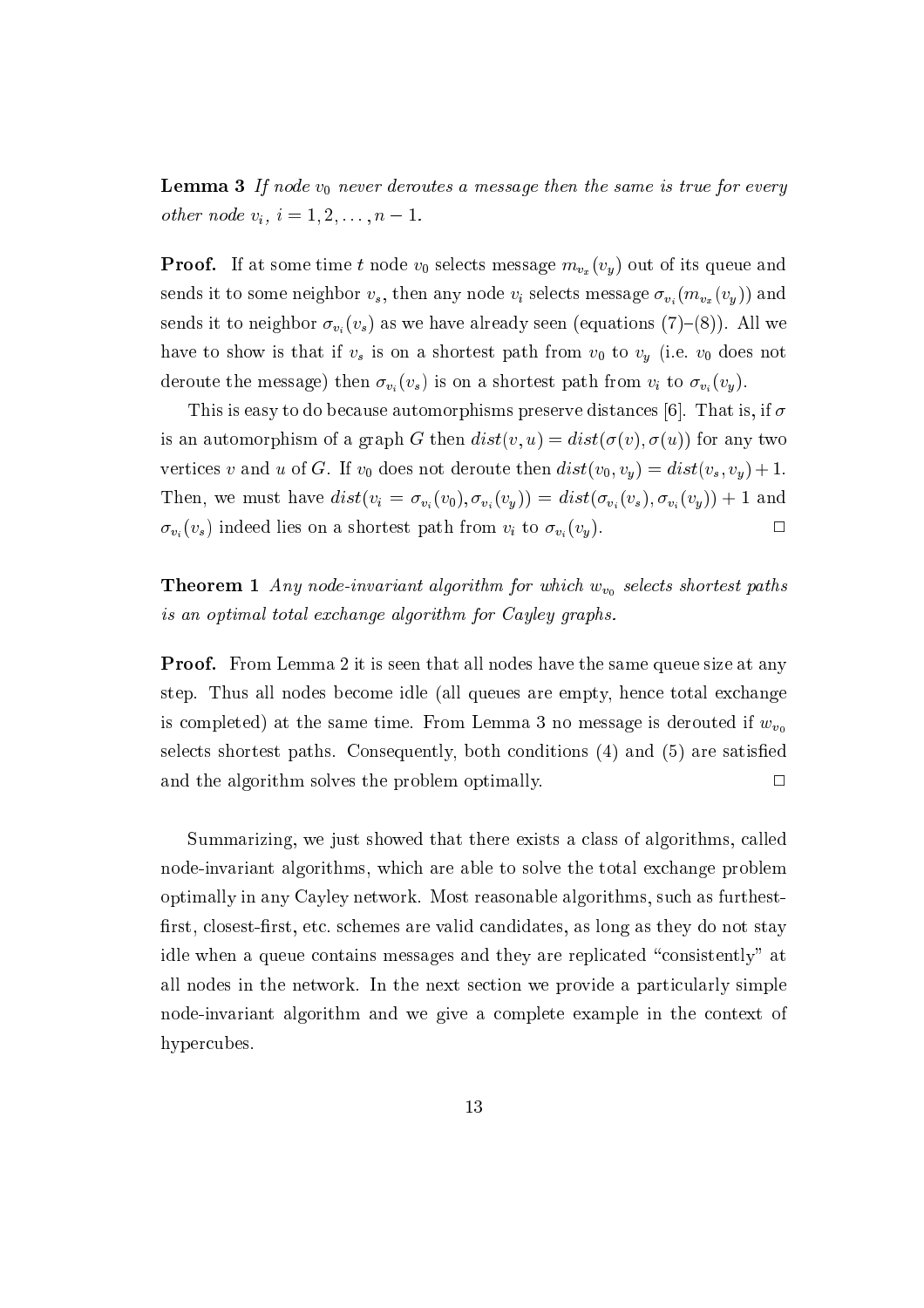**Lemma 3** *If node $v_0$ never deroutes a message then the same is true for every other node $v_i$, $i = 1, 2, \ldots, n-1$.*

**Proof.** If at some time $t$ node $v_0$ selects message $m_{v_x}(v_y)$ out of its queue and sends it to some neighbor $v_s$, then any node $v_i$ selects message $\sigma_{v_i}(m_{v_x}(v_y))$ and sends it to neighbor $\sigma_{v_i}(v_s)$ as we have already seen (equations (7)–(8)). All we have to show is that if $v_s$ is on a shortest path from $v_0$ to $v_y$ (i.e. $v_0$ does not deroute the message) then $\sigma_{v_i}(v_s)$ is on a shortest path from $v_i$ to $\sigma_{v_i}(v_y)$.

This is easy to do because automorphisms preserve distances [6]. That is, if $\sigma$ is an automorphism of a graph $G$ then $dist(v, u) = dist(\sigma(v), \sigma(u))$ for any two vertices $v$ and $u$ of $G$. If $v_0$ does not deroute then $dist(v_0, v_y) = dist(v_s, v_y) + 1$. Then, we must have $dist(v_i = \sigma_{v_i}(v_0), \sigma_{v_i}(v_y)) = dist(\sigma_{v_i}(v_s), \sigma_{v_i}(v_y)) + 1$ and $\sigma_{v_i}(v_s)$ indeed lies on a shortest path from $v_i$ to $\sigma_{v_i}(v_y)$. □

**Theorem 1** *Any node-invariant algorithm for which $w_{v_0}$ selects shortest paths is an optimal total exchange algorithm for Cayley graphs.*

**Proof.** From Lemma 2 it is seen that all nodes have the same queue size at any step. Thus all nodes become idle (all queues are empty, hence total exchange is completed) at the same time. From Lemma 3 no message is derouted if $w_{v_0}$ selects shortest paths. Consequently, both conditions (4) and (5) are satisfied and the algorithm solves the problem optimally. □

Summarizing, we just showed that there exists a class of algorithms, called node-invariant algorithms, which are able to solve the total exchange problem optimally in any Cayley network. Most reasonable algorithms, such as furthest-first, closest-first, etc. schemes are valid candidates, as long as they do not stay idle when a queue contains messages and they are replicated "consistently" at all nodes in the network. In the next section we provide a particularly simple node-invariant algorithm and we give a complete example in the context of hypercubes.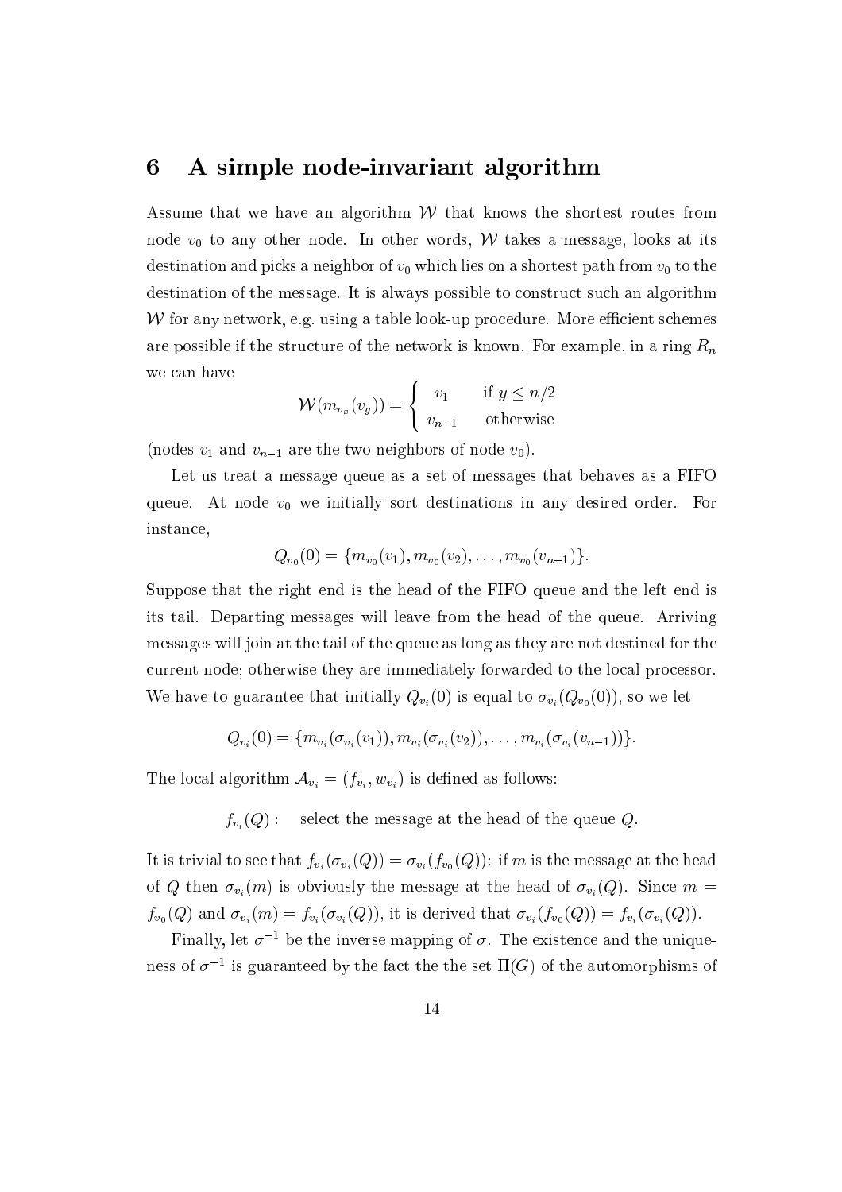## 6 A simple node-invariant algorithm

Assume that we have an algorithm $\mathcal{W}$ that knows the shortest routes from node $v_0$ to any other node. In other words, $\mathcal{W}$ takes a message, looks at its destination and picks a neighbor of $v_0$ which lies on a shortest path from $v_0$ to the destination of the message. It is always possible to construct such an algorithm $\mathcal{W}$ for any network, e.g. using a table look-up procedure. More efficient schemes are possible if the structure of the network is known. For example, in a ring $R_n$ we can have

$$\mathcal{W}(m_{v_x}(v_y)) = \begin{cases} v_1 & \text{if } y \leq n/2 \\ v_{n-1} & \text{otherwise} \end{cases}$$

(nodes $v_1$ and $v_{n-1}$ are the two neighbors of node $v_0$).

Let us treat a message queue as a set of messages that behaves as a FIFO queue. At node $v_0$ we initially sort destinations in any desired order. For instance,

$$Q_{v_0}(0) = \{m_{v_0}(v_1), m_{v_0}(v_2), \ldots, m_{v_0}(v_{n-1})\}.$$

Suppose that the right end is the head of the FIFO queue and the left end is its tail. Departing messages will leave from the head of the queue. Arriving messages will join at the tail of the queue as long as they are not destined for the current node; otherwise they are immediately forwarded to the local processor. We have to guarantee that initially $Q_{v_i}(0)$ is equal to $\sigma_{v_i}(Q_{v_0}(0))$, so we let

$$Q_{v_i}(0) = \{m_{v_i}(\sigma_{v_i}(v_1)), m_{v_i}(\sigma_{v_i}(v_2)), \ldots, m_{v_i}(\sigma_{v_i}(v_{n-1}))\}.$$

The local algorithm $\mathcal{A}_{v_i} = (f_{v_i}, w_{v_i})$ is defined as follows:

$f_{v_i}(Q)$ : select the message at the head of the queue $Q$.

It is trivial to see that $f_{v_i}(\sigma_{v_i}(Q)) = \sigma_{v_i}(f_{v_0}(Q))$: if $m$ is the message at the head of $Q$ then $\sigma_{v_i}(m)$ is obviously the message at the head of $\sigma_{v_i}(Q)$. Since $m = f_{v_0}(Q)$ and $\sigma_{v_i}(m) = f_{v_i}(\sigma_{v_i}(Q))$, it is derived that $\sigma_{v_i}(f_{v_0}(Q)) = f_{v_i}(\sigma_{v_i}(Q))$.

Finally, let $\sigma^{-1}$ be the inverse mapping of $\sigma$. The existence and the uniqueness of $\sigma^{-1}$ is guaranteed by the fact the the set $\Pi(G)$ of the automorphisms of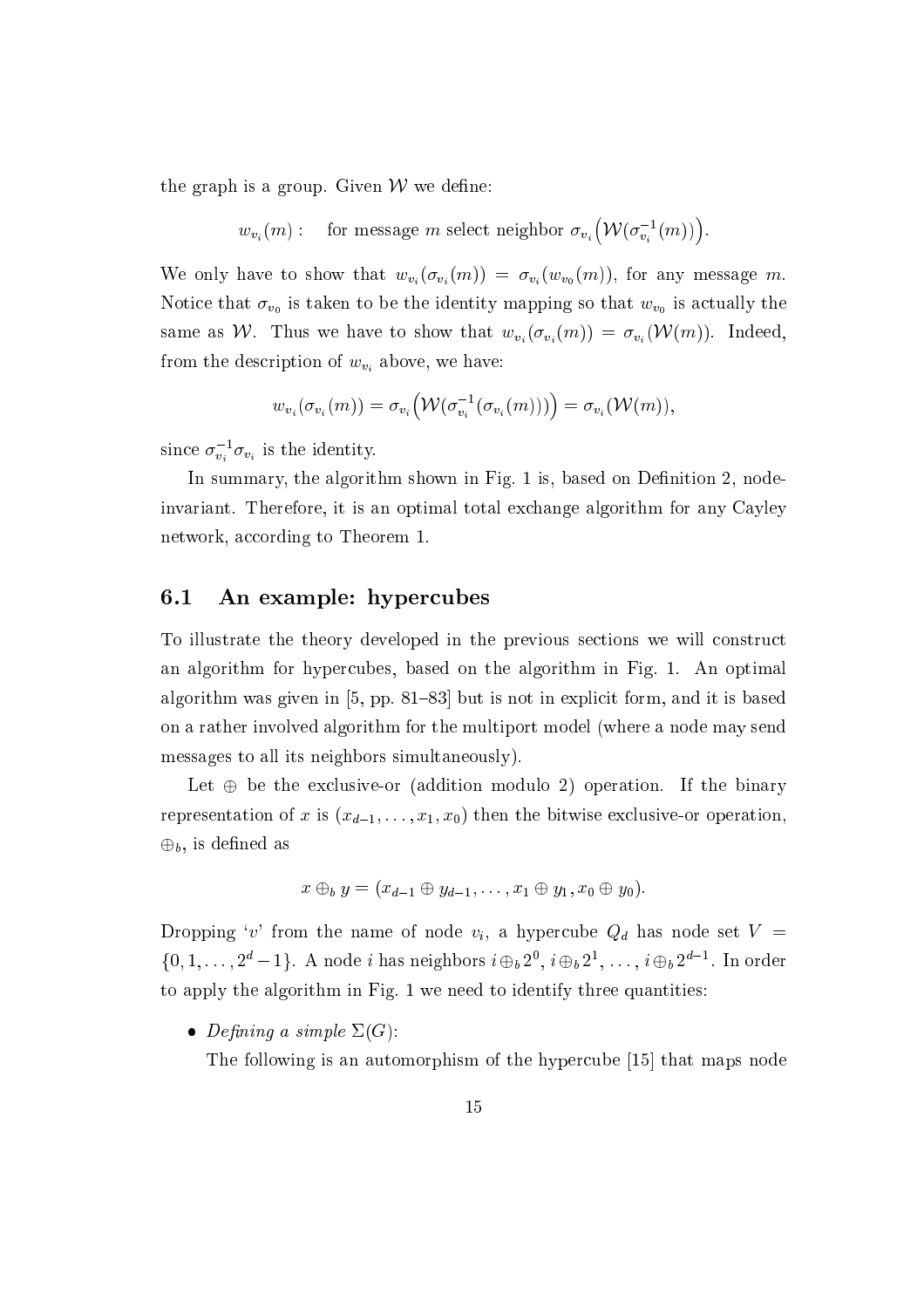the graph is a group. Given $\mathcal{W}$ we define:

$$w_{v_i}(m): \quad \text{for message } m \text{ select neighbor } \sigma_{v_i}\big(\mathcal{W}(\sigma_{v_i}^{-1}(m))\big).$$

We only have to show that $w_{v_i}(\sigma_{v_i}(m)) = \sigma_{v_i}(w_{v_0}(m))$, for any message $m$. Notice that $\sigma_{v_0}$ is taken to be the identity mapping so that $w_{v_0}$ is actually the same as $\mathcal{W}$. Thus we have to show that $w_{v_i}(\sigma_{v_i}(m)) = \sigma_{v_i}(\mathcal{W}(m))$. Indeed, from the description of $w_{v_i}$ above, we have:

$$w_{v_i}(\sigma_{v_i}(m)) = \sigma_{v_i}\big(\mathcal{W}(\sigma_{v_i}^{-1}(\sigma_{v_i}(m)))\big) = \sigma_{v_i}(\mathcal{W}(m)),$$

since $\sigma_{v_i}^{-1}\sigma_{v_i}$ is the identity.

In summary, the algorithm shown in Fig. 1 is, based on Definition 2, node-invariant. Therefore, it is an optimal total exchange algorithm for any Cayley network, according to Theorem 1.

## 6.1 An example: hypercubes

To illustrate the theory developed in the previous sections we will construct an algorithm for hypercubes, based on the algorithm in Fig. 1. An optimal algorithm was given in [5, pp. 81–83] but is not in explicit form, and it is based on a rather involved algorithm for the multiport model (where a node may send messages to all its neighbors simultaneously).

Let $\oplus$ be the exclusive-or (addition modulo 2) operation. If the binary representation of $x$ is $(x_{d-1}, \ldots, x_1, x_0)$ then the bitwise exclusive-or operation, $\oplus_b$, is defined as

$$x \oplus_b y = (x_{d-1} \oplus y_{d-1}, \ldots, x_1 \oplus y_1, x_0 \oplus y_0).$$

Dropping '$v$' from the name of node $v_i$, a hypercube $Q_d$ has node set $V = \{0, 1, \ldots, 2^d - 1\}$. A node $i$ has neighbors $i \oplus_b 2^0$, $i \oplus_b 2^1$, $\ldots$, $i \oplus_b 2^{d-1}$. In order to apply the algorithm in Fig. 1 we need to identify three quantities:

- *Defining a simple* $\Sigma(G)$:

  The following is an automorphism of the hypercube [15] that maps node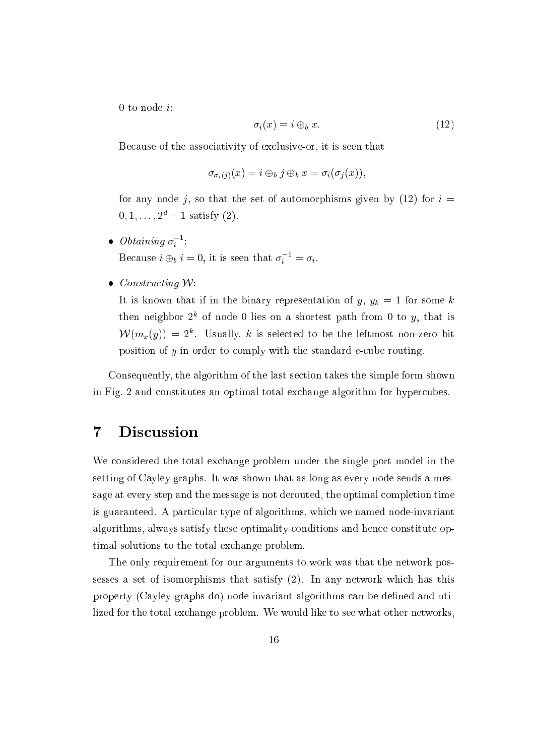0 to node $i$:

$$\sigma_i(x) = i \oplus_b x. \tag{12}$$

Because of the associativity of exclusive-or, it is seen that

$$\sigma_{\sigma_i(j)}(x) = i \oplus_b j \oplus_b x = \sigma_i(\sigma_j(x)),$$

for any node $j$, so that the set of automorphisms given by (12) for $i = 0, 1, \ldots, 2^d - 1$ satisfy (2).

- *Obtaining* $\sigma_i^{-1}$:
  Because $i \oplus_b i = 0$, it is seen that $\sigma_i^{-1} = \sigma_i$.

- *Constructing* $\mathcal{W}$:
  It is known that if in the binary representation of $y$, $y_k = 1$ for some $k$ then neighbor $2^k$ of node 0 lies on a shortest path from 0 to $y$, that is $\mathcal{W}(m_x(y)) = 2^k$. Usually, $k$ is selected to be the leftmost non-zero bit position of $y$ in order to comply with the standard $e$-cube routing.

Consequently, the algorithm of the last section takes the simple form shown in Fig. 2 and constitutes an optimal total exchange algorithm for hypercubes.

# 7 Discussion

We considered the total exchange problem under the single-port model in the setting of Cayley graphs. It was shown that as long as every node sends a message at every step and the message is not derouted, the optimal completion time is guaranteed. A particular type of algorithms, which we named node-invariant algorithms, always satisfy these optimality conditions and hence constitute optimal solutions to the total exchange problem.

The only requirement for our arguments to work was that the network possesses a set of isomorphisms that satisfy (2). In any network which has this property (Cayley graphs do) node invariant algorithms can be defined and utilized for the total exchange problem. We would like to see what other networks,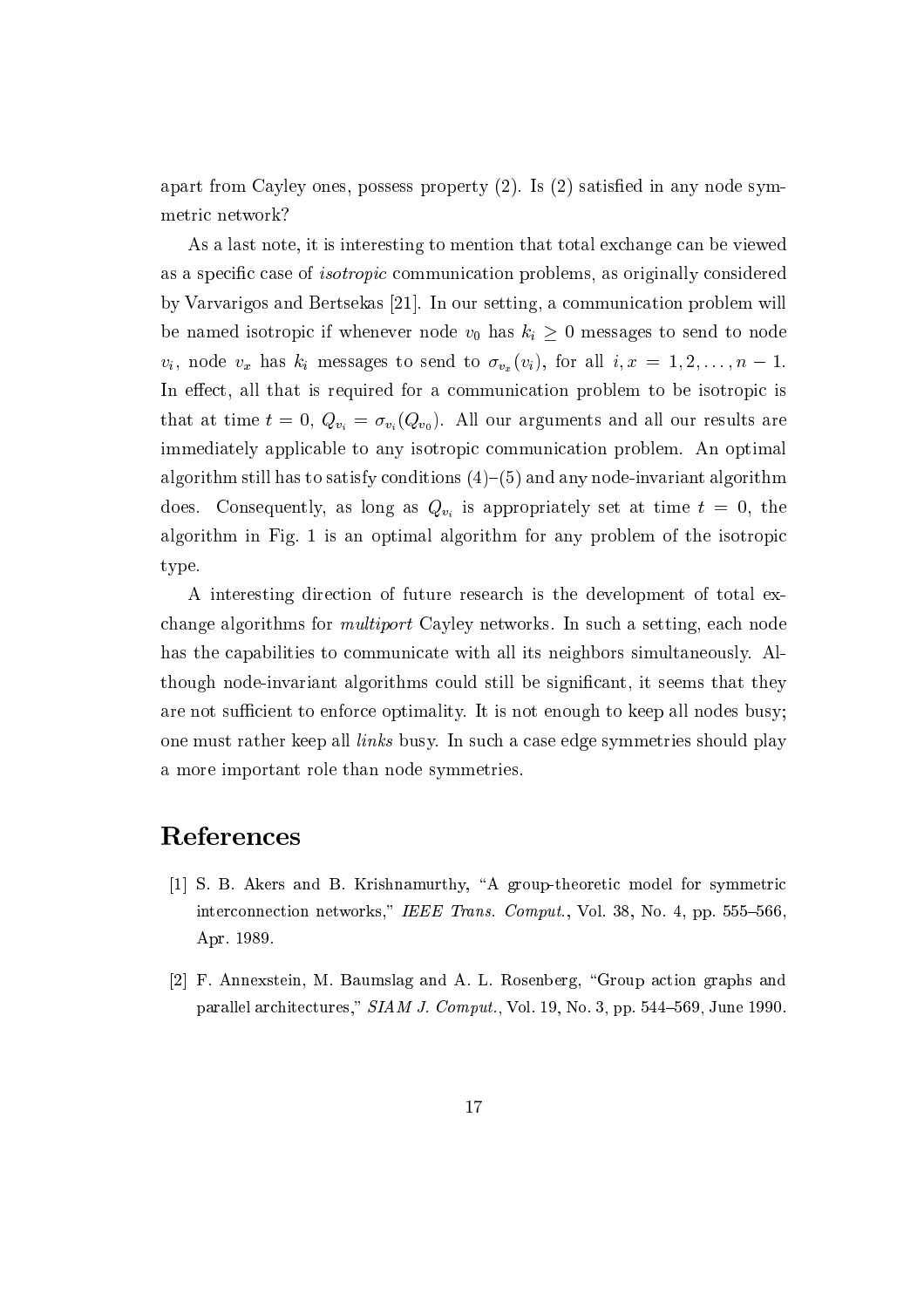apart from Cayley ones, possess property (2). Is (2) satisfied in any node symmetric network?

As a last note, it is interesting to mention that total exchange can be viewed as a specific case of *isotropic* communication problems, as originally considered by Varvarigos and Bertsekas [21]. In our setting, a communication problem will be named isotropic if whenever node $v_0$ has $k_i \geq 0$ messages to send to node $v_i$, node $v_x$ has $k_i$ messages to send to $\sigma_{v_x}(v_i)$, for all $i, x = 1, 2, \ldots, n-1$. In effect, all that is required for a communication problem to be isotropic is that at time $t = 0$, $Q_{v_i} = \sigma_{v_i}(Q_{v_0})$. All our arguments and all our results are immediately applicable to any isotropic communication problem. An optimal algorithm still has to satisfy conditions (4)–(5) and any node-invariant algorithm does. Consequently, as long as $Q_{v_i}$ is appropriately set at time $t = 0$, the algorithm in Fig. 1 is an optimal algorithm for any problem of the isotropic type.

A interesting direction of future research is the development of total exchange algorithms for *multiport* Cayley networks. In such a setting, each node has the capabilities to communicate with all its neighbors simultaneously. Although node-invariant algorithms could still be significant, it seems that they are not sufficient to enforce optimality. It is not enough to keep all nodes busy; one must rather keep all *links* busy. In such a case edge symmetries should play a more important role than node symmetries.

# References

[1] S. B. Akers and B. Krishnamurthy, "A group-theoretic model for symmetric interconnection networks," *IEEE Trans. Comput.*, Vol. 38, No. 4, pp. 555–566, Apr. 1989.

[2] F. Annexstein, M. Baumslag and A. L. Rosenberg, "Group action graphs and parallel architectures," *SIAM J. Comput.*, Vol. 19, No. 3, pp. 544–569, June 1990.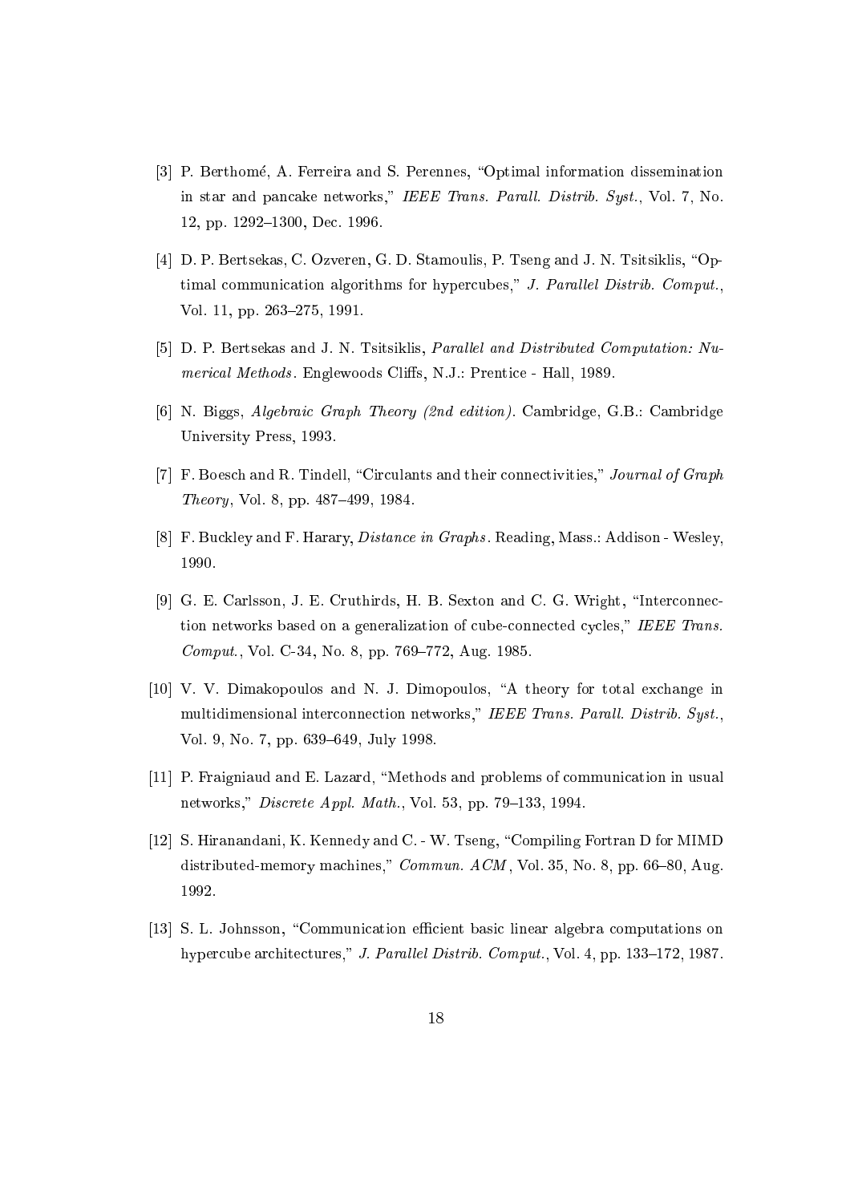[3] P. Berthomé, A. Ferreira and S. Perennes, "Optimal information dissemination in star and pancake networks," *IEEE Trans. Parall. Distrib. Syst.*, Vol. 7, No. 12, pp. 1292–1300, Dec. 1996.

[4] D. P. Bertsekas, C. Ozveren, G. D. Stamoulis, P. Tseng and J. N. Tsitsiklis, "Optimal communication algorithms for hypercubes," *J. Parallel Distrib. Comput.*, Vol. 11, pp. 263–275, 1991.

[5] D. P. Bertsekas and J. N. Tsitsiklis, *Parallel and Distributed Computation: Numerical Methods*. Englewoods Cliffs, N.J.: Prentice - Hall, 1989.

[6] N. Biggs, *Algebraic Graph Theory (2nd edition)*. Cambridge, G.B.: Cambridge University Press, 1993.

[7] F. Boesch and R. Tindell, "Circulants and their connectivities," *Journal of Graph Theory*, Vol. 8, pp. 487–499, 1984.

[8] F. Buckley and F. Harary, *Distance in Graphs*. Reading, Mass.: Addison - Wesley, 1990.

[9] G. E. Carlsson, J. E. Cruthirds, H. B. Sexton and C. G. Wright, "Interconnection networks based on a generalization of cube-connected cycles," *IEEE Trans. Comput.*, Vol. C-34, No. 8, pp. 769–772, Aug. 1985.

[10] V. V. Dimakopoulos and N. J. Dimopoulos, "A theory for total exchange in multidimensional interconnection networks," *IEEE Trans. Parall. Distrib. Syst.*, Vol. 9, No. 7, pp. 639–649, July 1998.

[11] P. Fraigniaud and E. Lazard, "Methods and problems of communication in usual networks," *Discrete Appl. Math.*, Vol. 53, pp. 79–133, 1994.

[12] S. Hiranandani, K. Kennedy and C. - W. Tseng, "Compiling Fortran D for MIMD distributed-memory machines," *Commun. ACM*, Vol. 35, No. 8, pp. 66–80, Aug. 1992.

[13] S. L. Johnsson, "Communication efficient basic linear algebra computations on hypercube architectures," *J. Parallel Distrib. Comput.*, Vol. 4, pp. 133–172, 1987.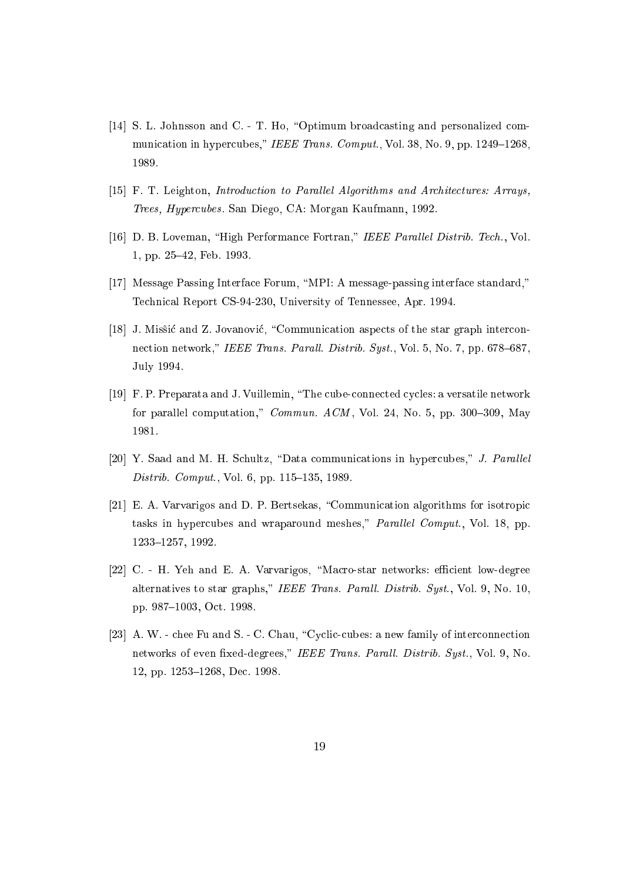[14] S. L. Johnsson and C. - T. Ho, "Optimum broadcasting and personalized communication in hypercubes," *IEEE Trans. Comput.*, Vol. 38, No. 9, pp. 1249–1268, 1989.

[15] F. T. Leighton, *Introduction to Parallel Algorithms and Architectures: Arrays, Trees, Hypercubes.* San Diego, CA: Morgan Kaufmann, 1992.

[16] D. B. Loveman, "High Performance Fortran," *IEEE Parallel Distrib. Tech.*, Vol. 1, pp. 25–42, Feb. 1993.

[17] Message Passing Interface Forum, "MPI: A message-passing interface standard," Technical Report CS-94-230, University of Tennessee, Apr. 1994.

[18] J. Misšić and Z. Jovanović, "Communication aspects of the star graph interconnection network," *IEEE Trans. Parall. Distrib. Syst.*, Vol. 5, No. 7, pp. 678–687, July 1994.

[19] F. P. Preparata and J. Vuillemin, "The cube-connected cycles: a versatile network for parallel computation," *Commun. ACM*, Vol. 24, No. 5, pp. 300–309, May 1981.

[20] Y. Saad and M. H. Schultz, "Data communications in hypercubes," *J. Parallel Distrib. Comput.*, Vol. 6, pp. 115–135, 1989.

[21] E. A. Varvarigos and D. P. Bertsekas, "Communication algorithms for isotropic tasks in hypercubes and wraparound meshes," *Parallel Comput.*, Vol. 18, pp. 1233–1257, 1992.

[22] C. - H. Yeh and E. A. Varvarigos, "Macro-star networks: efficient low-degree alternatives to star graphs," *IEEE Trans. Parall. Distrib. Syst.*, Vol. 9, No. 10, pp. 987–1003, Oct. 1998.

[23] A. W. - chee Fu and S. - C. Chau, "Cyclic-cubes: a new family of interconnection networks of even fixed-degrees," *IEEE Trans. Parall. Distrib. Syst.*, Vol. 9, No. 12, pp. 1253–1268, Dec. 1998.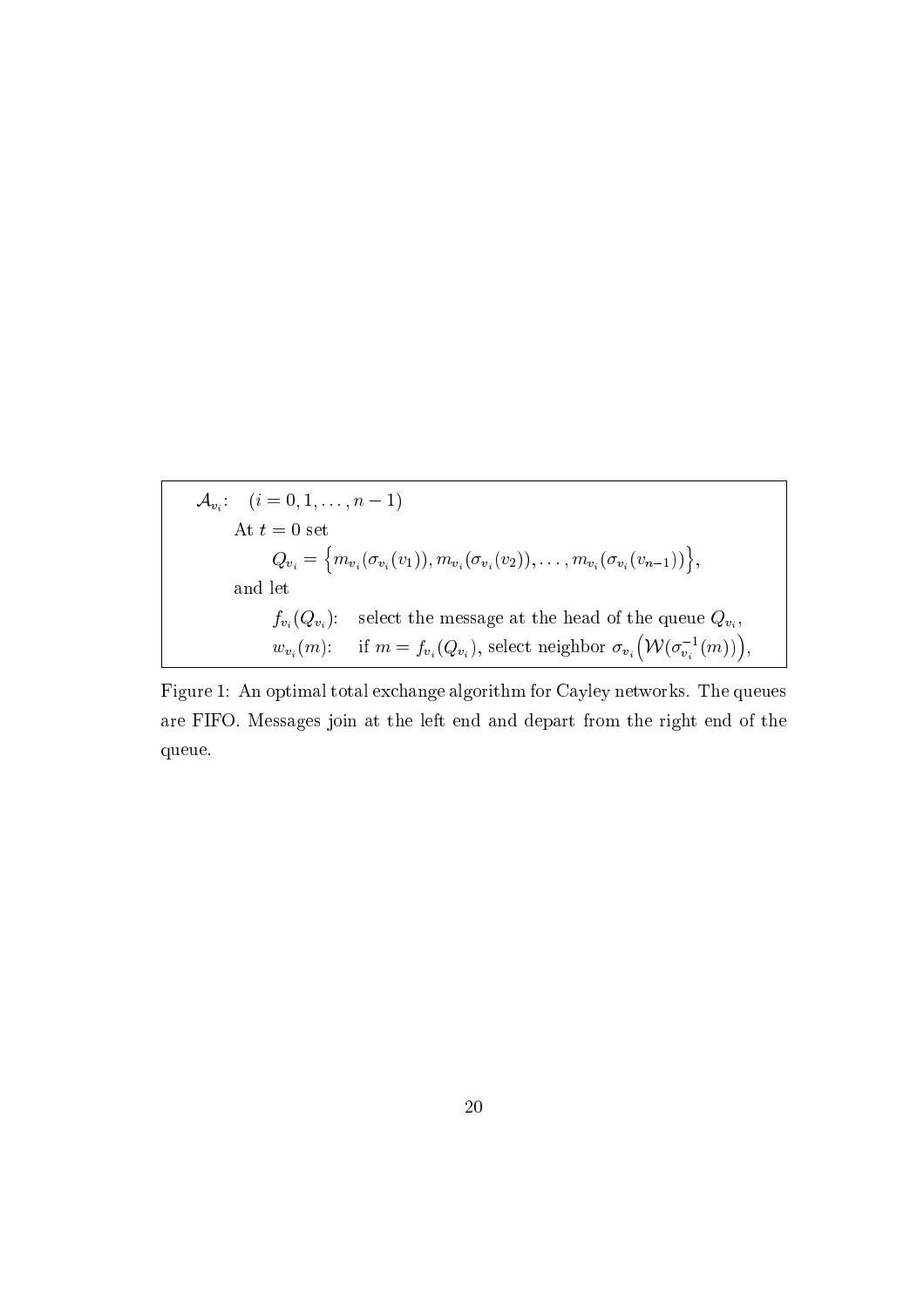$\mathcal{A}_{v_i}$: $(i = 0, 1, \ldots, n-1)$

At $t = 0$ set

$$Q_{v_i} = \Big\{ m_{v_i}(\sigma_{v_i}(v_1)), m_{v_i}(\sigma_{v_i}(v_2)), \ldots, m_{v_i}(\sigma_{v_i}(v_{n-1})) \Big\},$$

and let

$f_{v_i}(Q_{v_i})$: select the message at the head of the queue $Q_{v_i}$,

$w_{v_i}(m)$: if $m = f_{v_i}(Q_{v_i})$, select neighbor $\sigma_{v_i}\Big(\mathcal{W}(\sigma_{v_i}^{-1}(m))\Big)$,

Figure 1: An optimal total exchange algorithm for Cayley networks. The queues are FIFO. Messages join at the left end and depart from the right end of the queue.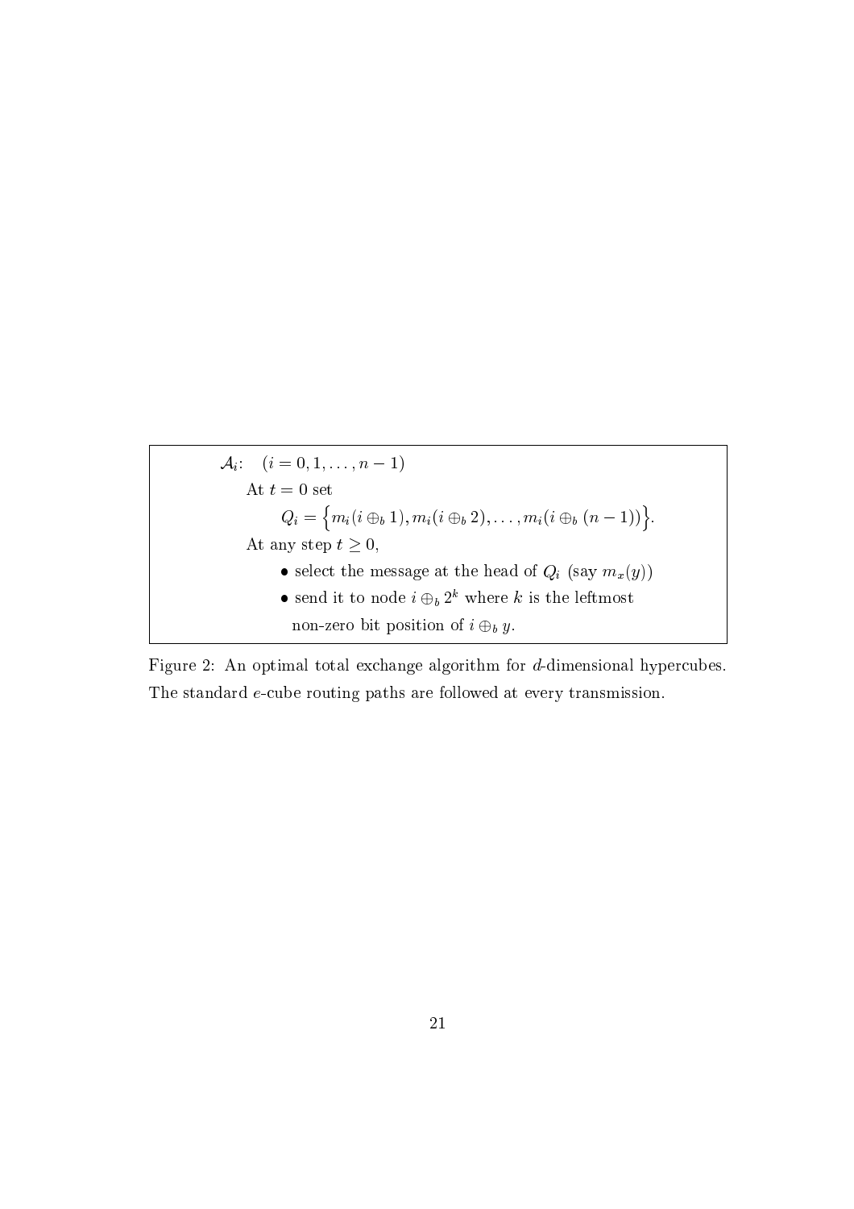$\mathcal{A}_i$: $(i = 0, 1, \ldots, n-1)$

At $t = 0$ set

$$Q_i = \Big\{ m_i(i \oplus_b 1), m_i(i \oplus_b 2), \ldots, m_i(i \oplus_b (n-1)) \Big\}.$$

At any step $t \geq 0$,

- select the message at the head of $Q_i$ (say $m_x(y)$)
- send it to node $i \oplus_b 2^k$ where $k$ is the leftmost non-zero bit position of $i \oplus_b y$.

Figure 2: An optimal total exchange algorithm for $d$-dimensional hypercubes. The standard $e$-cube routing paths are followed at every transmission.